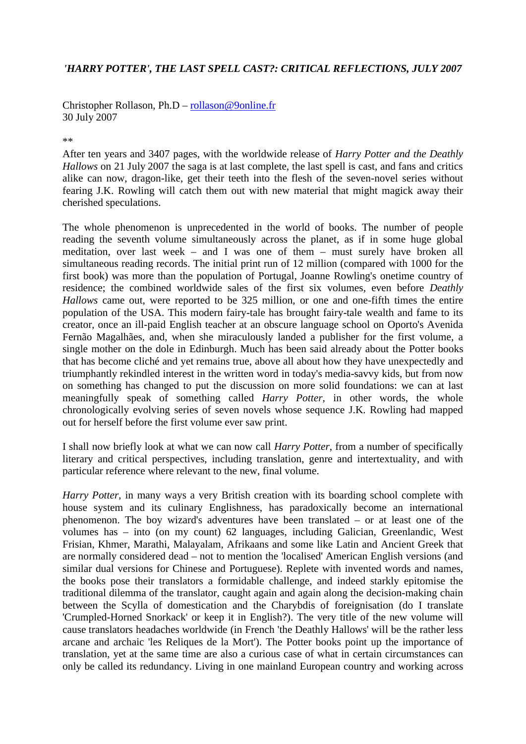## *'HARRY POTTER', THE LAST SPELL CAST?: CRITICAL REFLECTIONS, JULY 2007*

Christopher Rollason, Ph.D – rollason@9online.fr
30 July 2007

**

After ten years and 3407 pages, with the worldwide release of *Harry Potter and the Deathly Hallows* on 21 July 2007 the saga is at last complete, the last spell is cast, and fans and critics alike can now, dragon-like, get their teeth into the flesh of the seven-novel series without fearing J.K. Rowling will catch them out with new material that might magick away their cherished speculations.

The whole phenomenon is unprecedented in the world of books. The number of people reading the seventh volume simultaneously across the planet, as if in some huge global meditation, over last week – and I was one of them – must surely have broken all simultaneous reading records. The initial print run of 12 million (compared with 1000 for the first book) was more than the population of Portugal, Joanne Rowling's onetime country of residence; the combined worldwide sales of the first six volumes, even before *Deathly Hallows* came out, were reported to be 325 million, or one and one-fifth times the entire population of the USA. This modern fairy-tale has brought fairy-tale wealth and fame to its creator, once an ill-paid English teacher at an obscure language school on Oporto's Avenida Fernão Magalhães, and, when she miraculously landed a publisher for the first volume, a single mother on the dole in Edinburgh. Much has been said already about the Potter books that has become cliché and yet remains true, above all about how they have unexpectedly and triumphantly rekindled interest in the written word in today's media-savvy kids, but from now on something has changed to put the discussion on more solid foundations: we can at last meaningfully speak of something called *Harry Potter*, in other words, the whole chronologically evolving series of seven novels whose sequence J.K. Rowling had mapped out for herself before the first volume ever saw print.

I shall now briefly look at what we can now call *Harry Potter*, from a number of specifically literary and critical perspectives, including translation, genre and intertextuality, and with particular reference where relevant to the new, final volume.

*Harry Potter*, in many ways a very British creation with its boarding school complete with house system and its culinary Englishness, has paradoxically become an international phenomenon. The boy wizard's adventures have been translated – or at least one of the volumes has – into (on my count) 62 languages, including Galician, Greenlandic, West Frisian, Khmer, Marathi, Malayalam, Afrikaans and some like Latin and Ancient Greek that are normally considered dead – not to mention the 'localised' American English versions (and similar dual versions for Chinese and Portuguese). Replete with invented words and names, the books pose their translators a formidable challenge, and indeed starkly epitomise the traditional dilemma of the translator, caught again and again along the decision-making chain between the Scylla of domestication and the Charybdis of foreignisation (do I translate 'Crumpled-Horned Snorkack' or keep it in English?). The very title of the new volume will cause translators headaches worldwide (in French 'the Deathly Hallows' will be the rather less arcane and archaic 'les Reliques de la Mort'). The Potter books point up the importance of translation, yet at the same time are also a curious case of what in certain circumstances can only be called its redundancy. Living in one mainland European country and working across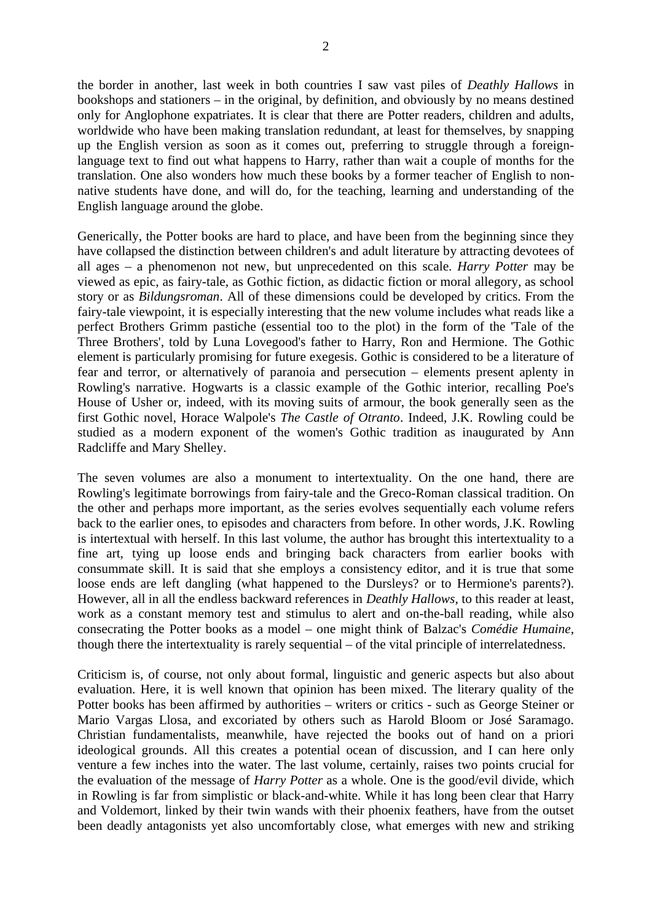the border in another, last week in both countries I saw vast piles of *Deathly Hallows* in bookshops and stationers – in the original, by definition, and obviously by no means destined only for Anglophone expatriates. It is clear that there are Potter readers, children and adults, worldwide who have been making translation redundant, at least for themselves, by snapping up the English version as soon as it comes out, preferring to struggle through a foreign-language text to find out what happens to Harry, rather than wait a couple of months for the translation. One also wonders how much these books by a former teacher of English to non-native students have done, and will do, for the teaching, learning and understanding of the English language around the globe.

Generically, the Potter books are hard to place, and have been from the beginning since they have collapsed the distinction between children's and adult literature by attracting devotees of all ages – a phenomenon not new, but unprecedented on this scale. *Harry Potter* may be viewed as epic, as fairy-tale, as Gothic fiction, as didactic fiction or moral allegory, as school story or as *Bildungsroman*. All of these dimensions could be developed by critics. From the fairy-tale viewpoint, it is especially interesting that the new volume includes what reads like a perfect Brothers Grimm pastiche (essential too to the plot) in the form of the 'Tale of the Three Brothers', told by Luna Lovegood's father to Harry, Ron and Hermione. The Gothic element is particularly promising for future exegesis. Gothic is considered to be a literature of fear and terror, or alternatively of paranoia and persecution – elements present aplenty in Rowling's narrative. Hogwarts is a classic example of the Gothic interior, recalling Poe's House of Usher or, indeed, with its moving suits of armour, the book generally seen as the first Gothic novel, Horace Walpole's *The Castle of Otranto*. Indeed, J.K. Rowling could be studied as a modern exponent of the women's Gothic tradition as inaugurated by Ann Radcliffe and Mary Shelley.

The seven volumes are also a monument to intertextuality. On the one hand, there are Rowling's legitimate borrowings from fairy-tale and the Greco-Roman classical tradition. On the other and perhaps more important, as the series evolves sequentially each volume refers back to the earlier ones, to episodes and characters from before. In other words, J.K. Rowling is intertextual with herself. In this last volume, the author has brought this intertextuality to a fine art, tying up loose ends and bringing back characters from earlier books with consummate skill. It is said that she employs a consistency editor, and it is true that some loose ends are left dangling (what happened to the Dursleys? or to Hermione's parents?). However, all in all the endless backward references in *Deathly Hallows*, to this reader at least, work as a constant memory test and stimulus to alert and on-the-ball reading, while also consecrating the Potter books as a model – one might think of Balzac's *Comédie Humaine*, though there the intertextuality is rarely sequential – of the vital principle of interrelatedness.

Criticism is, of course, not only about formal, linguistic and generic aspects but also about evaluation. Here, it is well known that opinion has been mixed. The literary quality of the Potter books has been affirmed by authorities – writers or critics - such as George Steiner or Mario Vargas Llosa, and excoriated by others such as Harold Bloom or José Saramago. Christian fundamentalists, meanwhile, have rejected the books out of hand on a priori ideological grounds. All this creates a potential ocean of discussion, and I can here only venture a few inches into the water. The last volume, certainly, raises two points crucial for the evaluation of the message of *Harry Potter* as a whole. One is the good/evil divide, which in Rowling is far from simplistic or black-and-white. While it has long been clear that Harry and Voldemort, linked by their twin wands with their phoenix feathers, have from the outset been deadly antagonists yet also uncomfortably close, what emerges with new and striking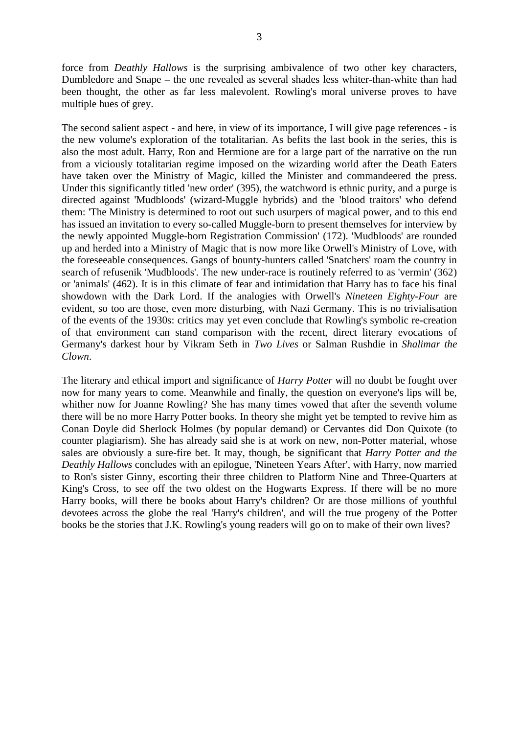force from *Deathly Hallows* is the surprising ambivalence of two other key characters, Dumbledore and Snape – the one revealed as several shades less whiter-than-white than had been thought, the other as far less malevolent. Rowling's moral universe proves to have multiple hues of grey.

The second salient aspect - and here, in view of its importance, I will give page references - is the new volume's exploration of the totalitarian. As befits the last book in the series, this is also the most adult. Harry, Ron and Hermione are for a large part of the narrative on the run from a viciously totalitarian regime imposed on the wizarding world after the Death Eaters have taken over the Ministry of Magic, killed the Minister and commandeered the press. Under this significantly titled 'new order' (395), the watchword is ethnic purity, and a purge is directed against 'Mudbloods' (wizard-Muggle hybrids) and the 'blood traitors' who defend them: 'The Ministry is determined to root out such usurpers of magical power, and to this end has issued an invitation to every so-called Muggle-born to present themselves for interview by the newly appointed Muggle-born Registration Commission' (172). 'Mudbloods' are rounded up and herded into a Ministry of Magic that is now more like Orwell's Ministry of Love, with the foreseeable consequences. Gangs of bounty-hunters called 'Snatchers' roam the country in search of refusenik 'Mudbloods'. The new under-race is routinely referred to as 'vermin' (362) or 'animals' (462). It is in this climate of fear and intimidation that Harry has to face his final showdown with the Dark Lord. If the analogies with Orwell's *Nineteen Eighty-Four* are evident, so too are those, even more disturbing, with Nazi Germany. This is no trivialisation of the events of the 1930s: critics may yet even conclude that Rowling's symbolic re-creation of that environment can stand comparison with the recent, direct literary evocations of Germany's darkest hour by Vikram Seth in *Two Lives* or Salman Rushdie in *Shalimar the Clown*.

The literary and ethical import and significance of *Harry Potter* will no doubt be fought over now for many years to come. Meanwhile and finally, the question on everyone's lips will be, whither now for Joanne Rowling? She has many times vowed that after the seventh volume there will be no more Harry Potter books. In theory she might yet be tempted to revive him as Conan Doyle did Sherlock Holmes (by popular demand) or Cervantes did Don Quixote (to counter plagiarism). She has already said she is at work on new, non-Potter material, whose sales are obviously a sure-fire bet. It may, though, be significant that *Harry Potter and the Deathly Hallows* concludes with an epilogue, 'Nineteen Years After', with Harry, now married to Ron's sister Ginny, escorting their three children to Platform Nine and Three-Quarters at King's Cross, to see off the two oldest on the Hogwarts Express. If there will be no more Harry books, will there be books about Harry's children? Or are those millions of youthful devotees across the globe the real 'Harry's children', and will the true progeny of the Potter books be the stories that J.K. Rowling's young readers will go on to make of their own lives?